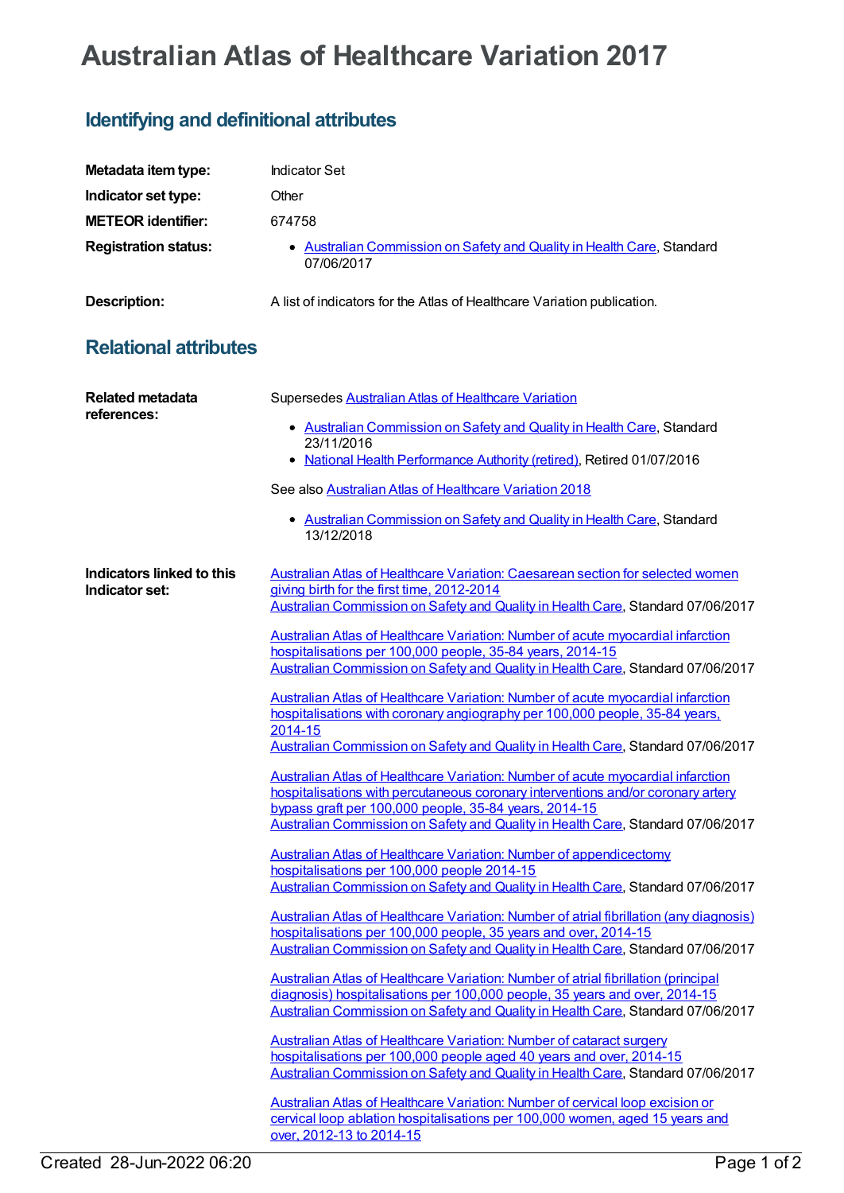# Australian Atlas of Healthcare Variation 2017

## Identifying and definitional attributes

| | |
|---|---|
| **Metadata item type:** | Indicator Set |
| **Indicator set type:** | Other |
| **METEOR identifier:** | 674758 |
| **Registration status:** | • Australian Commission on Safety and Quality in Health Care, Standard 07/06/2017 |
| **Description:** | A list of indicators for the Atlas of Healthcare Variation publication. |

## Relational attributes

**Related metadata references:**

Supersedes Australian Atlas of Healthcare Variation

- Australian Commission on Safety and Quality in Health Care, Standard 23/11/2016
- National Health Performance Authority (retired), Retired 01/07/2016

See also Australian Atlas of Healthcare Variation 2018

- Australian Commission on Safety and Quality in Health Care, Standard 13/12/2018

**Indicators linked to this Indicator set:**

Australian Atlas of Healthcare Variation: Caesarean section for selected women giving birth for the first time, 2012-2014
Australian Commission on Safety and Quality in Health Care, Standard 07/06/2017

Australian Atlas of Healthcare Variation: Number of acute myocardial infarction hospitalisations per 100,000 people, 35-84 years, 2014-15
Australian Commission on Safety and Quality in Health Care, Standard 07/06/2017

Australian Atlas of Healthcare Variation: Number of acute myocardial infarction hospitalisations with coronary angiography per 100,000 people, 35-84 years, 2014-15
Australian Commission on Safety and Quality in Health Care, Standard 07/06/2017

Australian Atlas of Healthcare Variation: Number of acute myocardial infarction hospitalisations with percutaneous coronary interventions and/or coronary artery bypass graft per 100,000 people, 35-84 years, 2014-15
Australian Commission on Safety and Quality in Health Care, Standard 07/06/2017

Australian Atlas of Healthcare Variation: Number of appendicectomy hospitalisations per 100,000 people 2014-15
Australian Commission on Safety and Quality in Health Care, Standard 07/06/2017

Australian Atlas of Healthcare Variation: Number of atrial fibrillation (any diagnosis) hospitalisations per 100,000 people, 35 years and over, 2014-15
Australian Commission on Safety and Quality in Health Care, Standard 07/06/2017

Australian Atlas of Healthcare Variation: Number of atrial fibrillation (principal diagnosis) hospitalisations per 100,000 people, 35 years and over, 2014-15
Australian Commission on Safety and Quality in Health Care, Standard 07/06/2017

Australian Atlas of Healthcare Variation: Number of cataract surgery hospitalisations per 100,000 people aged 40 years and over, 2014-15
Australian Commission on Safety and Quality in Health Care, Standard 07/06/2017

Australian Atlas of Healthcare Variation: Number of cervical loop excision or cervical loop ablation hospitalisations per 100,000 women, aged 15 years and over, 2012-13 to 2014-15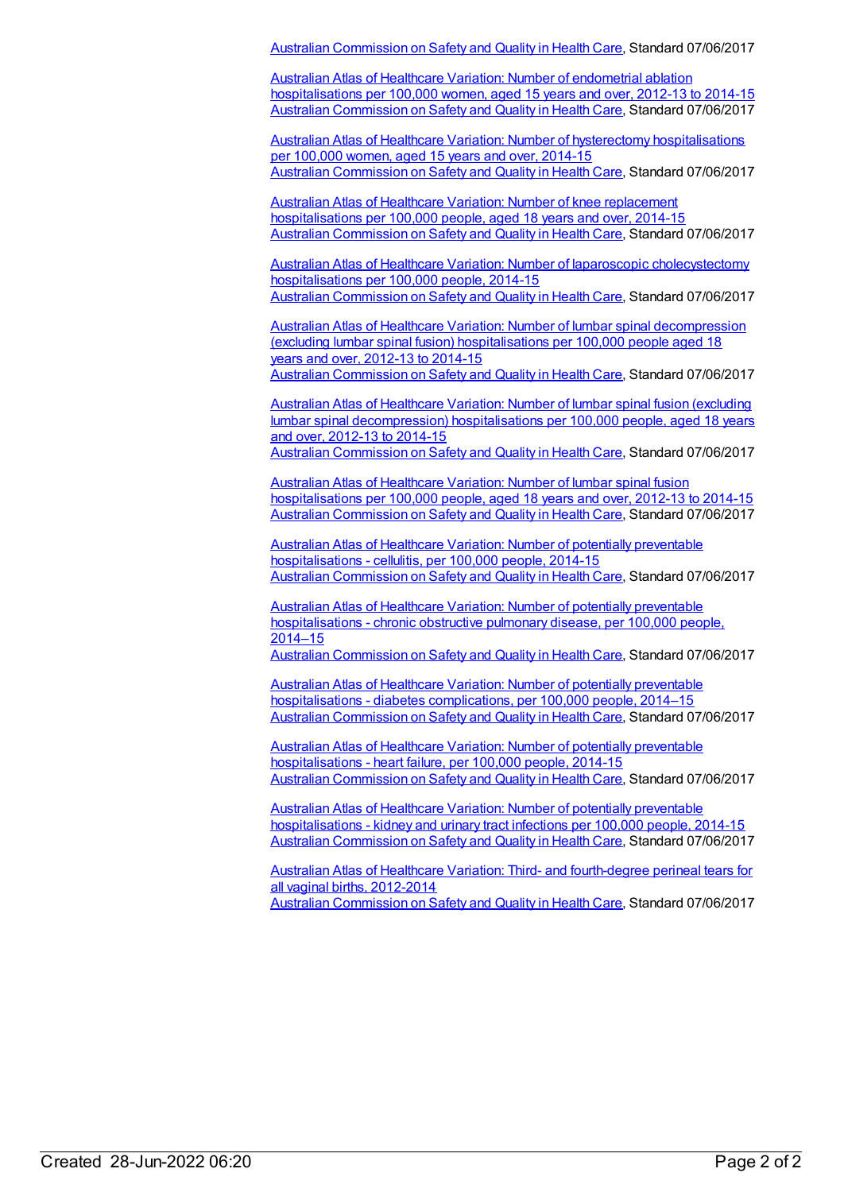Australian Commission on Safety and Quality in Health Care, Standard 07/06/2017

Australian Atlas of Healthcare Variation: Number of endometrial ablation hospitalisations per 100,000 women, aged 15 years and over, 2012-13 to 2014-15
Australian Commission on Safety and Quality in Health Care, Standard 07/06/2017

Australian Atlas of Healthcare Variation: Number of hysterectomy hospitalisations per 100,000 women, aged 15 years and over, 2014-15
Australian Commission on Safety and Quality in Health Care, Standard 07/06/2017

Australian Atlas of Healthcare Variation: Number of knee replacement hospitalisations per 100,000 people, aged 18 years and over, 2014-15
Australian Commission on Safety and Quality in Health Care, Standard 07/06/2017

Australian Atlas of Healthcare Variation: Number of laparoscopic cholecystectomy hospitalisations per 100,000 people, 2014-15
Australian Commission on Safety and Quality in Health Care, Standard 07/06/2017

Australian Atlas of Healthcare Variation: Number of lumbar spinal decompression (excluding lumbar spinal fusion) hospitalisations per 100,000 people aged 18 years and over, 2012-13 to 2014-15
Australian Commission on Safety and Quality in Health Care, Standard 07/06/2017

Australian Atlas of Healthcare Variation: Number of lumbar spinal fusion (excluding lumbar spinal decompression) hospitalisations per 100,000 people, aged 18 years and over, 2012-13 to 2014-15
Australian Commission on Safety and Quality in Health Care, Standard 07/06/2017

Australian Atlas of Healthcare Variation: Number of lumbar spinal fusion hospitalisations per 100,000 people, aged 18 years and over, 2012-13 to 2014-15
Australian Commission on Safety and Quality in Health Care, Standard 07/06/2017

Australian Atlas of Healthcare Variation: Number of potentially preventable hospitalisations - cellulitis, per 100,000 people, 2014-15
Australian Commission on Safety and Quality in Health Care, Standard 07/06/2017

Australian Atlas of Healthcare Variation: Number of potentially preventable hospitalisations - chronic obstructive pulmonary disease, per 100,000 people, 2014–15
Australian Commission on Safety and Quality in Health Care, Standard 07/06/2017

Australian Atlas of Healthcare Variation: Number of potentially preventable hospitalisations - diabetes complications, per 100,000 people, 2014–15
Australian Commission on Safety and Quality in Health Care, Standard 07/06/2017

Australian Atlas of Healthcare Variation: Number of potentially preventable hospitalisations - heart failure, per 100,000 people, 2014-15
Australian Commission on Safety and Quality in Health Care, Standard 07/06/2017

Australian Atlas of Healthcare Variation: Number of potentially preventable hospitalisations - kidney and urinary tract infections per 100,000 people, 2014-15
Australian Commission on Safety and Quality in Health Care, Standard 07/06/2017

Australian Atlas of Healthcare Variation: Third- and fourth-degree perineal tears for all vaginal births, 2012-2014
Australian Commission on Safety and Quality in Health Care, Standard 07/06/2017